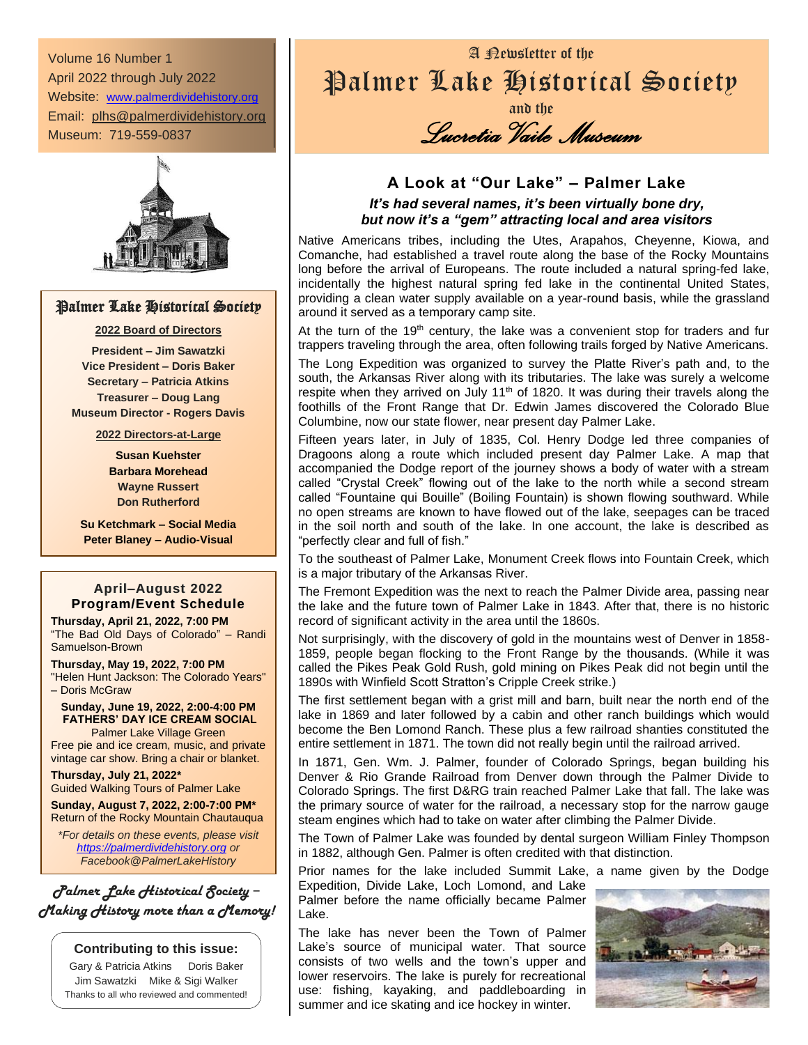Volume 16 Number 1
April 2022 through July 2022
Website: www.palmerdividehistory.org
Email: plhs@palmerdividehistory.org
Museum: 719-559-0837

## Palmer Lake Historical Society

**2022 Board of Directors**

**President – Jim Sawatzki**
**Vice President – Doris Baker**
**Secretary – Patricia Atkins**
**Treasurer – Doug Lang**
**Museum Director - Rogers Davis**

**2022 Directors-at-Large**

**Susan Kuehster**
**Barbara Morehead**
**Wayne Russert**
**Don Rutherford**

**Su Ketchmark – Social Media**
**Peter Blaney – Audio-Visual**

### April–August 2022 Program/Event Schedule

**Thursday, April 21, 2022, 7:00 PM**
"The Bad Old Days of Colorado" – Randi Samuelson-Brown

**Thursday, May 19, 2022, 7:00 PM**
"Helen Hunt Jackson: The Colorado Years" – Doris McGraw

**Sunday, June 19, 2022, 2:00-4:00 PM**
**FATHERS' DAY ICE CREAM SOCIAL**
Palmer Lake Village Green
Free pie and ice cream, music, and private vintage car show. Bring a chair or blanket.

**Thursday, July 21, 2022***
Guided Walking Tours of Palmer Lake

**Sunday, August 7, 2022, 2:00-7:00 PM***
Return of the Rocky Mountain Chautauqua

*For details on these events, please visit https://palmerdividehistory.org or Facebook@PalmerLakeHistory*

***Palmer Lake Historical Society – Making History more than a Memory!***

**Contributing to this issue:**
Gary & Patricia Atkins  Doris Baker
Jim Sawatzki  Mike & Sigi Walker
Thanks to all who reviewed and commented!

A Newsletter of the
# Palmer Lake Historical Society
and the
## Lucretia Vaile Museum

## A Look at "Our Lake" – Palmer Lake

***It's had several names, it's been virtually bone dry, but now it's a "gem" attracting local and area visitors***

Native Americans tribes, including the Utes, Arapahos, Cheyenne, Kiowa, and Comanche, had established a travel route along the base of the Rocky Mountains long before the arrival of Europeans. The route included a natural spring-fed lake, incidentally the highest natural spring fed lake in the continental United States, providing a clean water supply available on a year-round basis, while the grassland around it served as a temporary camp site.

At the turn of the 19th century, the lake was a convenient stop for traders and fur trappers traveling through the area, often following trails forged by Native Americans.

The Long Expedition was organized to survey the Platte River's path and, to the south, the Arkansas River along with its tributaries. The lake was surely a welcome respite when they arrived on July 11th of 1820. It was during their travels along the foothills of the Front Range that Dr. Edwin James discovered the Colorado Blue Columbine, now our state flower, near present day Palmer Lake.

Fifteen years later, in July of 1835, Col. Henry Dodge led three companies of Dragoons along a route which included present day Palmer Lake. A map that accompanied the Dodge report of the journey shows a body of water with a stream called "Crystal Creek" flowing out of the lake to the north while a second stream called "Fountaine qui Bouille" (Boiling Fountain) is shown flowing southward. While no open streams are known to have flowed out of the lake, seepages can be traced in the soil north and south of the lake. In one account, the lake is described as "perfectly clear and full of fish."

To the southeast of Palmer Lake, Monument Creek flows into Fountain Creek, which is a major tributary of the Arkansas River.

The Fremont Expedition was the next to reach the Palmer Divide area, passing near the lake and the future town of Palmer Lake in 1843. After that, there is no historic record of significant activity in the area until the 1860s.

Not surprisingly, with the discovery of gold in the mountains west of Denver in 1858-1859, people began flocking to the Front Range by the thousands. (While it was called the Pikes Peak Gold Rush, gold mining on Pikes Peak did not begin until the 1890s with Winfield Scott Stratton's Cripple Creek strike.)

The first settlement began with a grist mill and barn, built near the north end of the lake in 1869 and later followed by a cabin and other ranch buildings which would become the Ben Lomond Ranch. These plus a few railroad shanties constituted the entire settlement in 1871. The town did not really begin until the railroad arrived.

In 1871, Gen. Wm. J. Palmer, founder of Colorado Springs, began building his Denver & Rio Grande Railroad from Denver down through the Palmer Divide to Colorado Springs. The first D&RG train reached Palmer Lake that fall. The lake was the primary source of water for the railroad, a necessary stop for the narrow gauge steam engines which had to take on water after climbing the Palmer Divide.

The Town of Palmer Lake was founded by dental surgeon William Finley Thompson in 1882, although Gen. Palmer is often credited with that distinction.

Prior names for the lake included Summit Lake, a name given by the Dodge Expedition, Divide Lake, Loch Lomond, and Lake Palmer before the name officially became Palmer Lake.

The lake has never been the Town of Palmer Lake's source of municipal water. That source consists of two wells and the town's upper and lower reservoirs. The lake is purely for recreational use: fishing, kayaking, and paddleboarding in summer and ice skating and ice hockey in winter.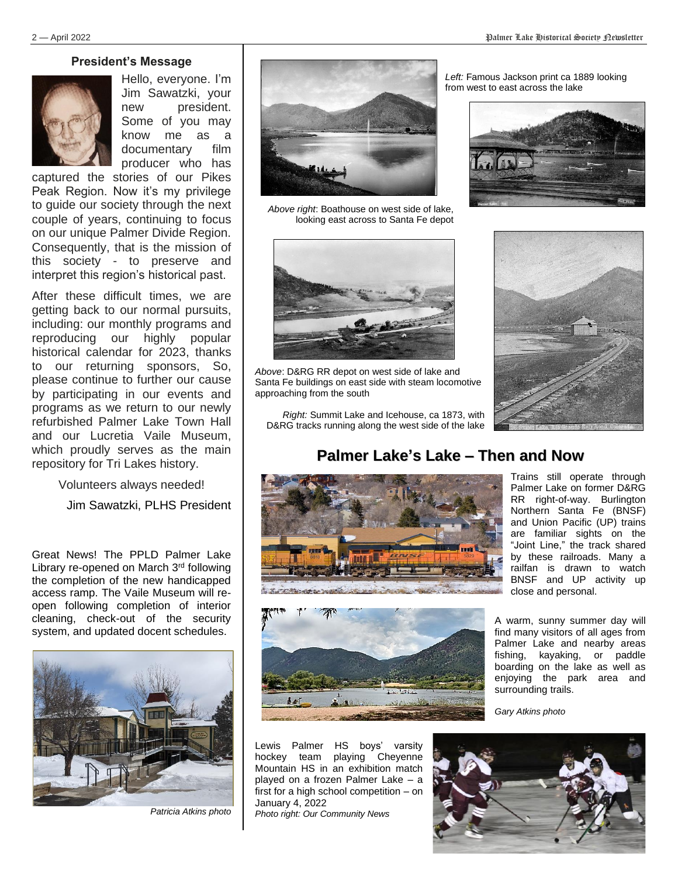## President's Message

Hello, everyone. I'm Jim Sawatzki, your new president. Some of you may know me as a documentary film producer who has captured the stories of our Pikes Peak Region. Now it's my privilege to guide our society through the next couple of years, continuing to focus on our unique Palmer Divide Region. Consequently, that is the mission of this society - to preserve and interpret this region's historical past.

After these difficult times, we are getting back to our normal pursuits, including: our monthly programs and reproducing our highly popular historical calendar for 2023, thanks to our returning sponsors, So, please continue to further our cause by participating in our events and programs as we return to our newly refurbished Palmer Lake Town Hall and our Lucretia Vaile Museum, which proudly serves as the main repository for Tri Lakes history.

Volunteers always needed!

Jim Sawatzki, PLHS President

Great News! The PPLD Palmer Lake Library re-opened on March 3rd following the completion of the new handicapped access ramp. The Vaile Museum will re-open following completion of interior cleaning, check-out of the security system, and updated docent schedules.

*Patricia Atkins photo*

*Left:* Famous Jackson print ca 1889 looking from west to east across the lake

*Above right*: Boathouse on west side of lake, looking east across to Santa Fe depot

*Above*: D&RG RR depot on west side of lake and Santa Fe buildings on east side with steam locomotive approaching from the south

*Right:* Summit Lake and Icehouse, ca 1873, with D&RG tracks running along the west side of the lake

## Palmer Lake's Lake – Then and Now

Trains still operate through Palmer Lake on former D&RG RR right-of-way. Burlington Northern Santa Fe (BNSF) and Union Pacific (UP) trains are familiar sights on the "Joint Line," the track shared by these railroads. Many a railfan is drawn to watch BNSF and UP activity up close and personal.

A warm, sunny summer day will find many visitors of all ages from Palmer Lake and nearby areas fishing, kayaking, or paddle boarding on the lake as well as enjoying the park area and surrounding trails.

*Gary Atkins photo*

Lewis Palmer HS boys' varsity hockey team playing Cheyenne Mountain HS in an exhibition match played on a frozen Palmer Lake – a first for a high school competition – on January 4, 2022

*Photo right: Our Community News*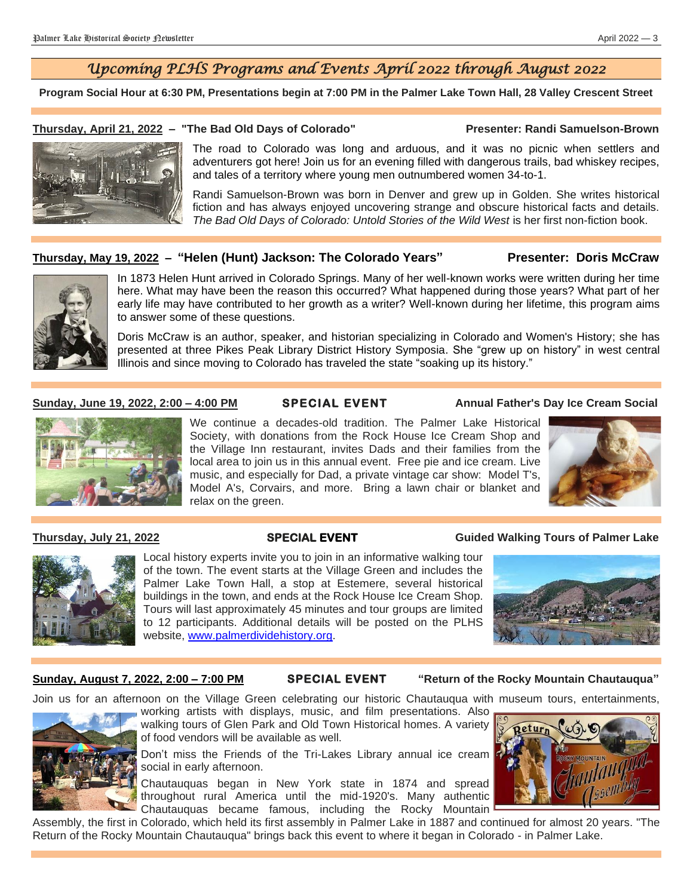## *Upcoming PLHS Programs and Events April 2022 through August 2022*

**Program Social Hour at 6:30 PM, Presentations begin at 7:00 PM in the Palmer Lake Town Hall, 28 Valley Crescent Street**

**Thursday, April 21, 2022 – "The Bad Old Days of Colorado"** **Presenter: Randi Samuelson-Brown**

The road to Colorado was long and arduous, and it was no picnic when settlers and adventurers got here! Join us for an evening filled with dangerous trails, bad whiskey recipes, and tales of a territory where young men outnumbered women 34-to-1.

Randi Samuelson-Brown was born in Denver and grew up in Golden. She writes historical fiction and has always enjoyed uncovering strange and obscure historical facts and details. *The Bad Old Days of Colorado: Untold Stories of the Wild West* is her first non-fiction book.

**Thursday, May 19, 2022 – "Helen (Hunt) Jackson: The Colorado Years"** **Presenter: Doris McCraw**

In 1873 Helen Hunt arrived in Colorado Springs. Many of her well-known works were written during her time here. What may have been the reason this occurred? What happened during those years? What part of her early life may have contributed to her growth as a writer? Well-known during her lifetime, this program aims to answer some of these questions.

Doris McCraw is an author, speaker, and historian specializing in Colorado and Women's History; she has presented at three Pikes Peak Library District History Symposia. She "grew up on history" in west central Illinois and since moving to Colorado has traveled the state "soaking up its history."

**Sunday, June 19, 2022, 2:00 – 4:00 PM** **SPECIAL EVENT** **Annual Father's Day Ice Cream Social**

We continue a decades-old tradition. The Palmer Lake Historical Society, with donations from the Rock House Ice Cream Shop and the Village Inn restaurant, invites Dads and their families from the local area to join us in this annual event. Free pie and ice cream. Live music, and especially for Dad, a private vintage car show: Model T's, Model A's, Corvairs, and more. Bring a lawn chair or blanket and relax on the green.

**Thursday, July 21, 2022** **SPECIAL EVENT** **Guided Walking Tours of Palmer Lake**

Local history experts invite you to join in an informative walking tour of the town. The event starts at the Village Green and includes the Palmer Lake Town Hall, a stop at Estemere, several historical buildings in the town, and ends at the Rock House Ice Cream Shop. Tours will last approximately 45 minutes and tour groups are limited to 12 participants. Additional details will be posted on the PLHS website, www.palmerdividehistory.org.

**Sunday, August 7, 2022, 2:00 – 7:00 PM** **SPECIAL EVENT** **"Return of the Rocky Mountain Chautauqua"**

Join us for an afternoon on the Village Green celebrating our historic Chautauqua with museum tours, entertainments, working artists with displays, music, and film presentations. Also walking tours of Glen Park and Old Town Historical homes. A variety of food vendors will be available as well.

Don't miss the Friends of the Tri-Lakes Library annual ice cream social in early afternoon.

Chautauquas began in New York state in 1874 and spread throughout rural America until the mid-1920's. Many authentic Chautauquas became famous, including the Rocky Mountain Assembly, the first in Colorado, which held its first assembly in Palmer Lake in 1887 and continued for almost 20 years. "The Return of the Rocky Mountain Chautauqua" brings back this event to where it began in Colorado - in Palmer Lake.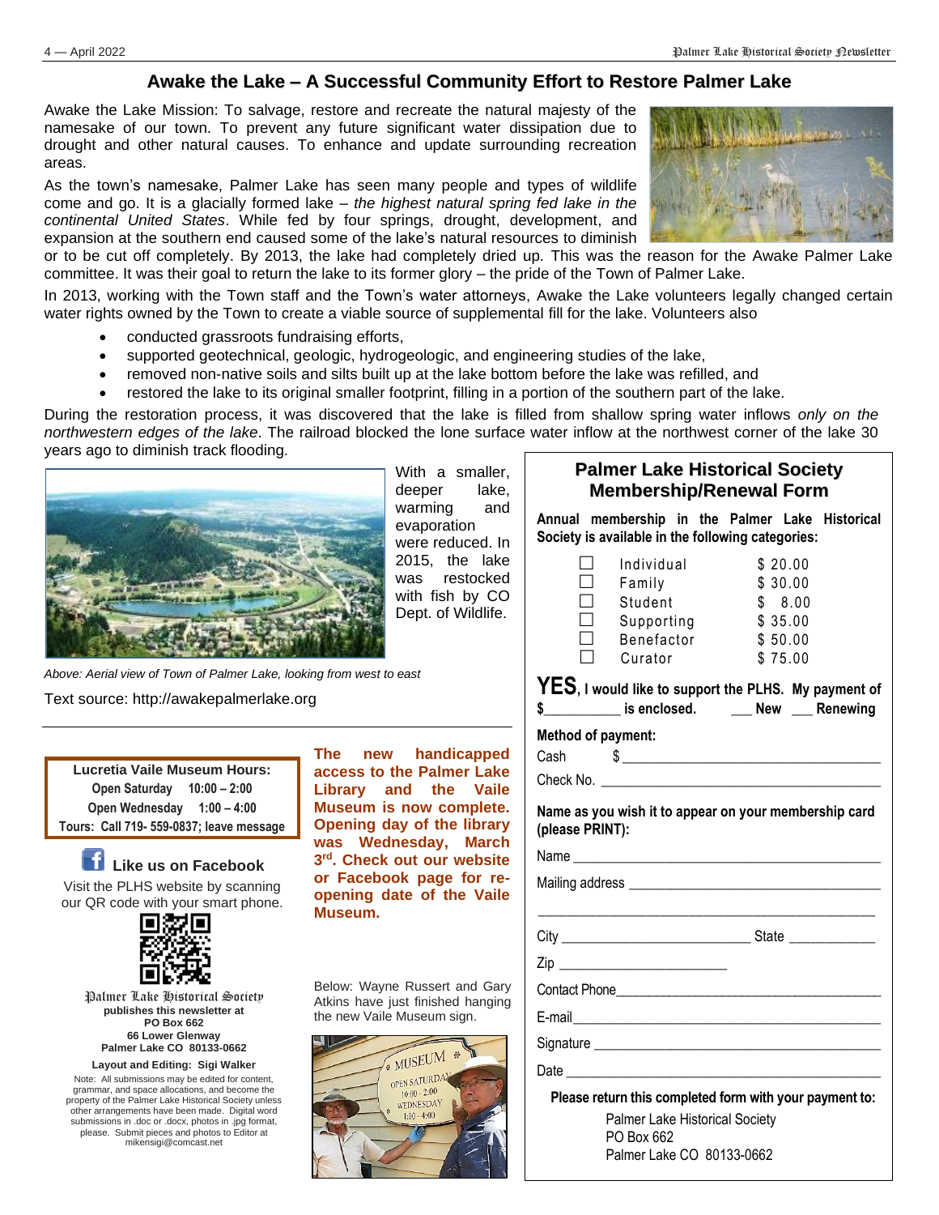# Awake the Lake – A Successful Community Effort to Restore Palmer Lake

Awake the Lake Mission: To salvage, restore and recreate the natural majesty of the namesake of our town. To prevent any future significant water dissipation due to drought and other natural causes. To enhance and update surrounding recreation areas.

As the town's namesake, Palmer Lake has seen many people and types of wildlife come and go. It is a glacially formed lake – *the highest natural spring fed lake in the continental United States*. While fed by four springs, drought, development, and expansion at the southern end caused some of the lake's natural resources to diminish or to be cut off completely. By 2013, the lake had completely dried up. This was the reason for the Awake Palmer Lake committee. It was their goal to return the lake to its former glory – the pride of the Town of Palmer Lake.

In 2013, working with the Town staff and the Town's water attorneys, Awake the Lake volunteers legally changed certain water rights owned by the Town to create a viable source of supplemental fill for the lake. Volunteers also

- conducted grassroots fundraising efforts,
- supported geotechnical, geologic, hydrogeologic, and engineering studies of the lake,
- removed non-native soils and silts built up at the lake bottom before the lake was refilled, and
- restored the lake to its original smaller footprint, filling in a portion of the southern part of the lake.

During the restoration process, it was discovered that the lake is filled from shallow spring water inflows *only on the northwestern edges of the lake*. The railroad blocked the lone surface water inflow at the northwest corner of the lake 30 years ago to diminish track flooding.

With a smaller, deeper lake, warming and evaporation were reduced. In 2015, the lake was restocked with fish by CO Dept. of Wildlife.

*Above: Aerial view of Town of Palmer Lake, looking from west to east*

Text source: http://awakepalmerlake.org

---

**Lucretia Vaile Museum Hours:**
**Open Saturday 10:00 – 2:00**
**Open Wednesday 1:00 – 4:00**
**Tours: Call 719- 559-0837; leave message**

**Like us on Facebook**

Visit the PLHS website by scanning our QR code with your smart phone.

Palmer Lake Historical Society
**publishes this newsletter at**
**PO Box 662**
**66 Lower Glenway**
**Palmer Lake CO 80133-0662**

**Layout and Editing: Sigi Walker**

Note: All submissions may be edited for content, grammar, and space allocations, and become the property of the Palmer Lake Historical Society unless other arrangements have been made. Digital word submissions in .doc or .docx, photos in .jpg format, please. Submit pieces and photos to Editor at mikensigi@comcast.net

**The new handicapped access to the Palmer Lake Library and the Vaile Museum is now complete. Opening day of the library was Wednesday, March 3rd. Check out our website or Facebook page for re-opening date of the Vaile Museum.**

Below: Wayne Russert and Gary Atkins have just finished hanging the new Vaile Museum sign.

---

## Palmer Lake Historical Society Membership/Renewal Form

**Annual membership in the Palmer Lake Historical Society is available in the following categories:**

| | | |
|---|---|---|
| ☐ | Individual | $ 20.00 |
| ☐ | Family | $ 30.00 |
| ☐ | Student | $ 8.00 |
| ☐ | Supporting | $ 35.00 |
| ☐ | Benefactor | $ 50.00 |
| ☐ | Curator | $ 75.00 |

**YES, I would like to support the PLHS. My payment of $__________ is enclosed. ___ New ___ Renewing**

**Method of payment:**

Cash $ ____________________________

Check No. ____________________________

**Name as you wish it to appear on your membership card (please PRINT):**

Name ____________________________

Mailing address ____________________________

____________________________

City ____________________ State __________

Zip ____________________

Contact Phone ____________________________

E-mail ____________________________

Signature ____________________________

Date ____________________________

**Please return this completed form with your payment to:**

Palmer Lake Historical Society
PO Box 662
Palmer Lake CO 80133-0662